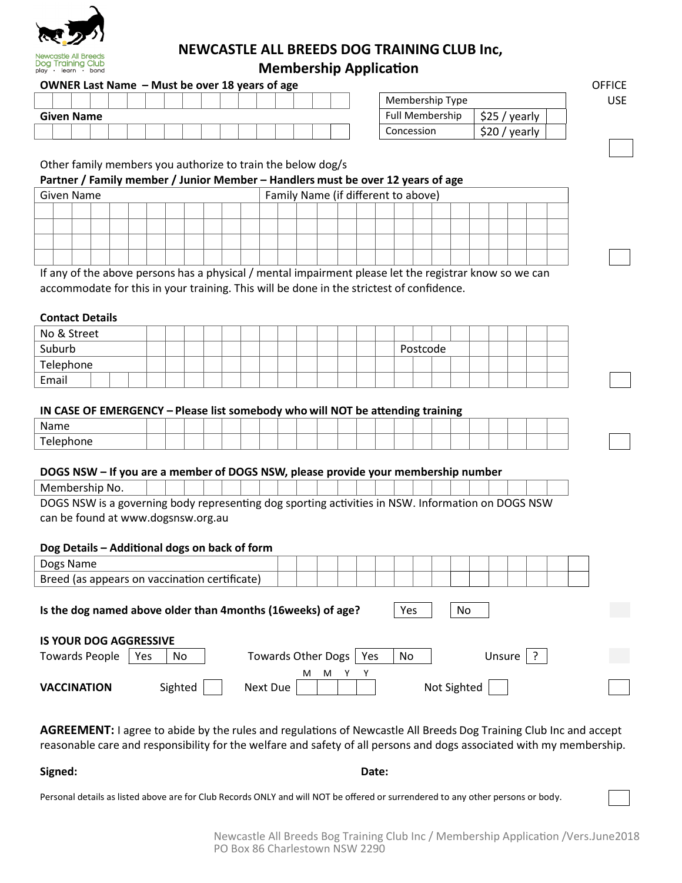Newcastle All Breeds Dog Training Club
play · learn · bond

# NEWCASTLE ALL BREEDS DOG TRAINING CLUB Inc, Membership Application

OFFICE USE

**OWNER Last Name – Must be over 18 years of age**

**Given Name**

| Membership Type | | |
|---|---|---|
| Full Membership | $25 / yearly | |
| Concession | $20 / yearly | |

Other family members you authorize to train the below dog/s

**Partner / Family member / Junior Member – Handlers must be over 12 years of age**

| Given Name | Family Name (if different to above) |
|---|---|
| | |
| | |
| | |
| | |

If any of the above persons has a physical / mental impairment please let the registrar know so we can accommodate for this in your training. This will be done in the strictest of confidence.

**Contact Details**

| | | | |
|---|---|---|---|
| No & Street | | | |
| Suburb | | Postcode | |
| Telephone | | | |
| Email | | | |

**IN CASE OF EMERGENCY – Please list somebody who will NOT be attending training**

| | |
|---|---|
| Name | |
| Telephone | |

**DOGS NSW – If you are a member of DOGS NSW, please provide your membership number**

| | |
|---|---|
| Membership No. | |

DOGS NSW is a governing body representing dog sporting activities in NSW. Information on DOGS NSW can be found at www.dogsnsw.org.au

**Dog Details – Additional dogs on back of form**

| | |
|---|---|
| Dogs Name | |
| Breed (as appears on vaccination certificate) | |

**Is the dog named above older than 4months (16weeks) of age?** Yes No

**IS YOUR DOG AGGRESSIVE**

Towards People Yes No     Towards Other Dogs Yes No     Unsure ?

**VACCINATION**     Sighted     Next Due M M Y Y     Not Sighted

**AGREEMENT:** I agree to abide by the rules and regulations of Newcastle All Breeds Dog Training Club Inc and accept reasonable care and responsibility for the welfare and safety of all persons and dogs associated with my membership.

**Signed:**     **Date:**

Personal details as listed above are for Club Records ONLY and will NOT be offered or surrendered to any other persons or body.

Newcastle All Breeds Bog Training Club Inc / Membership Application /Vers.June2018
PO Box 86 Charlestown NSW 2290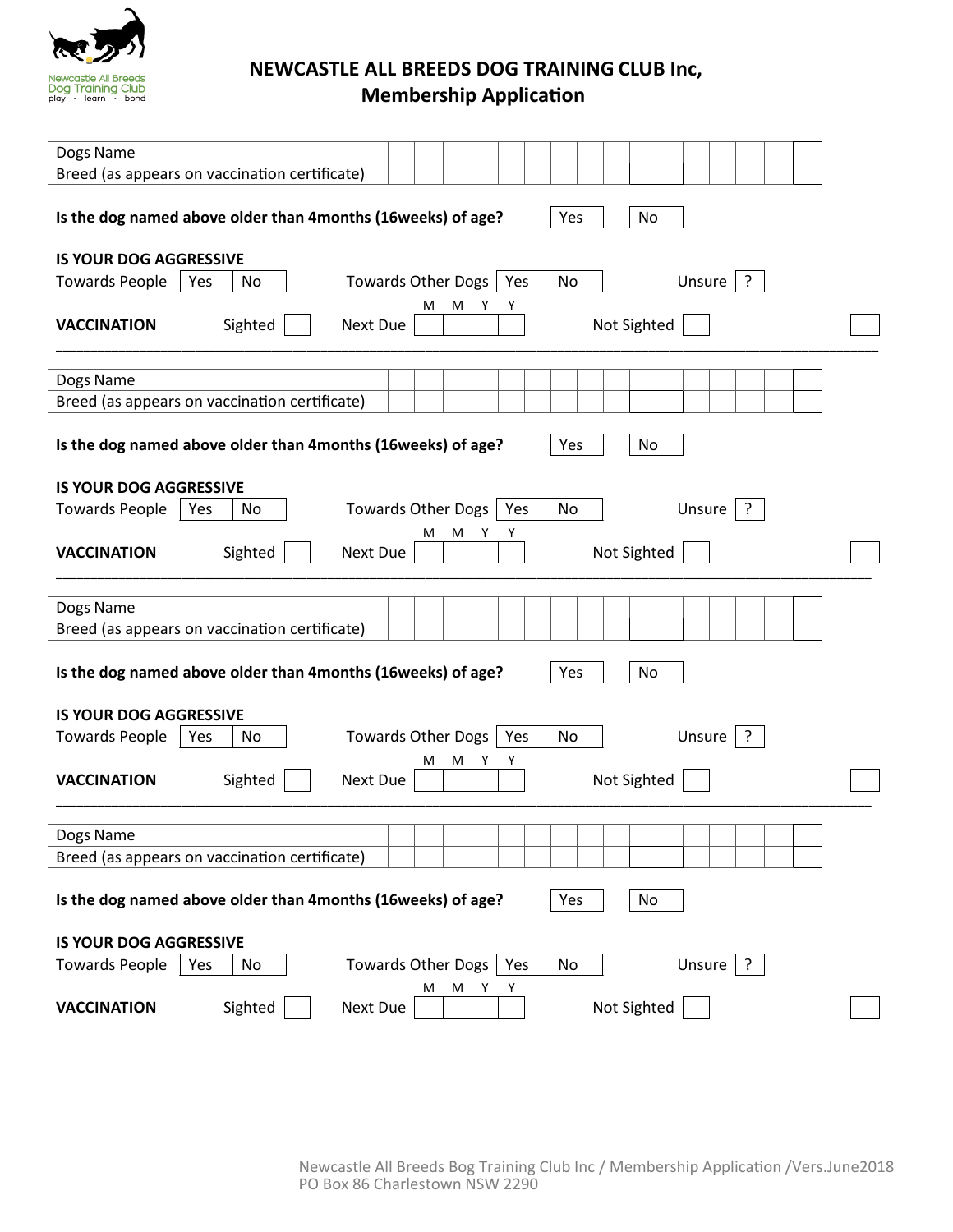# NEWCASTLE ALL BREEDS DOG TRAINING CLUB Inc, Membership Application

| | |
|---|---|
| Dogs Name | |
| Breed (as appears on vaccination certificate) | |

**Is the dog named above older than 4months (16weeks) of age?** Yes No

**IS YOUR DOG AGGRESSIVE**

Towards People Yes No Towards Other Dogs Yes No Unsure ?

**VACCINATION** Sighted Next Due M M Y Y Not Sighted

---

| | |
|---|---|
| Dogs Name | |
| Breed (as appears on vaccination certificate) | |

**Is the dog named above older than 4months (16weeks) of age?** Yes No

**IS YOUR DOG AGGRESSIVE**

Towards People Yes No Towards Other Dogs Yes No Unsure ?

**VACCINATION** Sighted Next Due M M Y Y Not Sighted

---

| | |
|---|---|
| Dogs Name | |
| Breed (as appears on vaccination certificate) | |

**Is the dog named above older than 4months (16weeks) of age?** Yes No

**IS YOUR DOG AGGRESSIVE**

Towards People Yes No Towards Other Dogs Yes No Unsure ?

**VACCINATION** Sighted Next Due M M Y Y Not Sighted

---

| | |
|---|---|
| Dogs Name | |
| Breed (as appears on vaccination certificate) | |

**Is the dog named above older than 4months (16weeks) of age?** Yes No

**IS YOUR DOG AGGRESSIVE**

Towards People Yes No Towards Other Dogs Yes No Unsure ?

**VACCINATION** Sighted Next Due M M Y Y Not Sighted

Newcastle All Breeds Bog Training Club Inc / Membership Application /Vers.June2018
PO Box 86 Charlestown NSW 2290